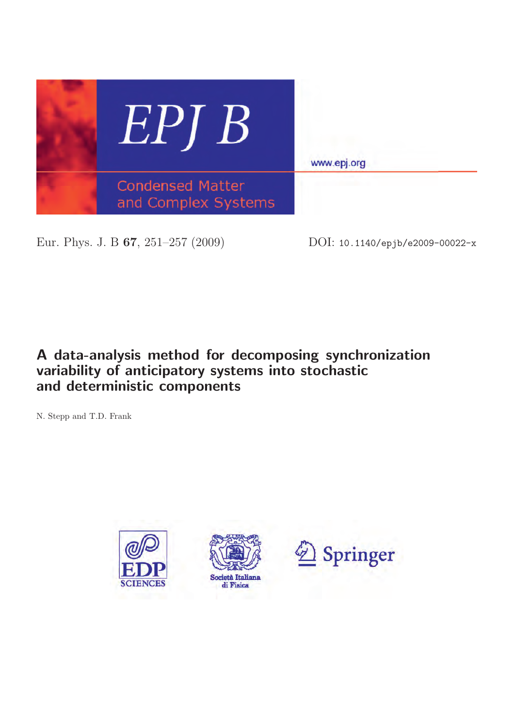# EPJ B

Condensed Matter and Complex Systems

www.epj.org

Eur. Phys. J. B **67**, 251–257 (2009)

DOI: 10.1140/epjb/e2009-00022-x

## A data-analysis method for decomposing synchronization variability of anticipatory systems into stochastic and deterministic components

N. Stepp and T.D. Frank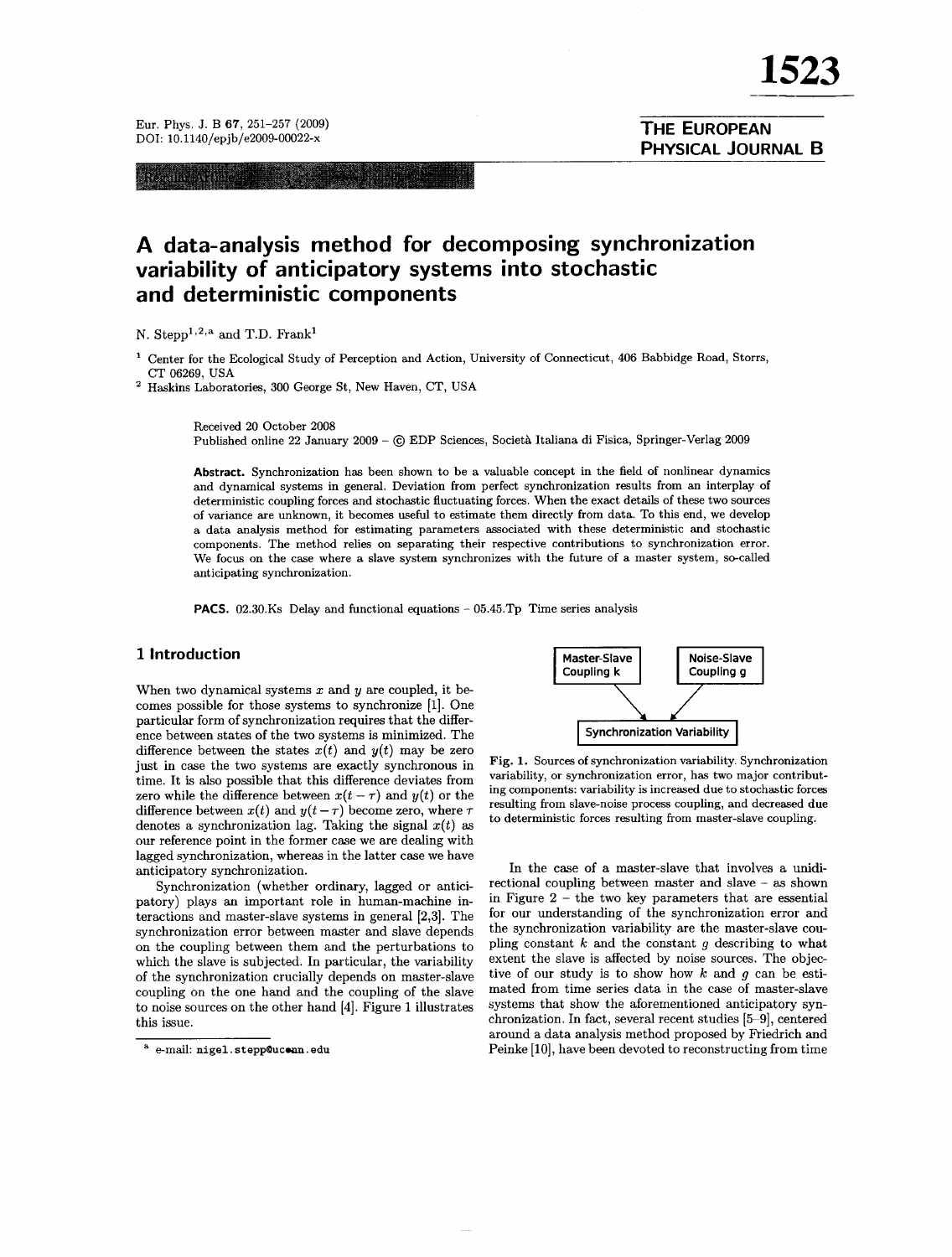# A data-analysis method for decomposing synchronization variability of anticipatory systems into stochastic and deterministic components

N. Stepp[1,2,a] and T.D. Frank[1]

[1] Center for the Ecological Study of Perception and Action, University of Connecticut, 406 Babbidge Road, Storrs, CT 06269, USA

[2] Haskins Laboratories, 300 George St, New Haven, CT, USA

Received 20 October 2008
Published online 22 January 2009 – © EDP Sciences, Società Italiana di Fisica, Springer-Verlag 2009

**Abstract.** Synchronization has been shown to be a valuable concept in the field of nonlinear dynamics and dynamical systems in general. Deviation from perfect synchronization results from an interplay of deterministic coupling forces and stochastic fluctuating forces. When the exact details of these two sources of variance are unknown, it becomes useful to estimate them directly from data. To this end, we develop a data analysis method for estimating parameters associated with these deterministic and stochastic components. The method relies on separating their respective contributions to synchronization error. We focus on the case where a slave system synchronizes with the future of a master system, so-called anticipating synchronization.

**PACS.** 02.30.Ks Delay and functional equations – 05.45.Tp Time series analysis

## 1 Introduction

When two dynamical systems $x$ and $y$ are coupled, it becomes possible for those systems to synchronize [1]. One particular form of synchronization requires that the difference between states of the two systems is minimized. The difference between the states $x(t)$ and $y(t)$ may be zero just in case the two systems are exactly synchronous in time. It is also possible that this difference deviates from zero while the difference between $x(t-\tau)$ and $y(t)$ or the difference between $x(t)$ and $y(t-\tau)$ become zero, where $\tau$ denotes a synchronization lag. Taking the signal $x(t)$ as our reference point in the former case we are dealing with lagged synchronization, whereas in the latter case we have anticipatory synchronization.

Synchronization (whether ordinary, lagged or anticipatory) plays an important role in human-machine interactions and master-slave systems in general [2,3]. The synchronization error between master and slave depends on the coupling between them and the perturbations to which the slave is subjected. In particular, the variability of the synchronization crucially depends on master-slave coupling on the one hand and the coupling of the slave to noise sources on the other hand [4]. Figure 1 illustrates this issue.

Master-Slave Coupling k → Synchronization Variability ← Noise-Slave Coupling g

Fig. 1. Sources of synchronization variability. Synchronization variability, or synchronization error, has two major contributing components: variability is increased due to stochastic forces resulting from slave-noise process coupling, and decreased due to deterministic forces resulting from master-slave coupling.

In the case of a master-slave that involves a unidirectional coupling between master and slave – as shown in Figure 2 – the two key parameters that are essential for our understanding of the synchronization error and the synchronization variability are the master-slave coupling constant $k$ and the constant $g$ describing to what extent the slave is affected by noise sources. The objective of our study is to show how $k$ and $g$ can be estimated from time series data in the case of master-slave systems that show the aforementioned anticipatory synchronization. In fact, several recent studies [5–9], centered around a data analysis method proposed by Friedrich and Peinke [10], have been devoted to reconstructing from time

[a] e-mail: nigel.stepp@uconn.edu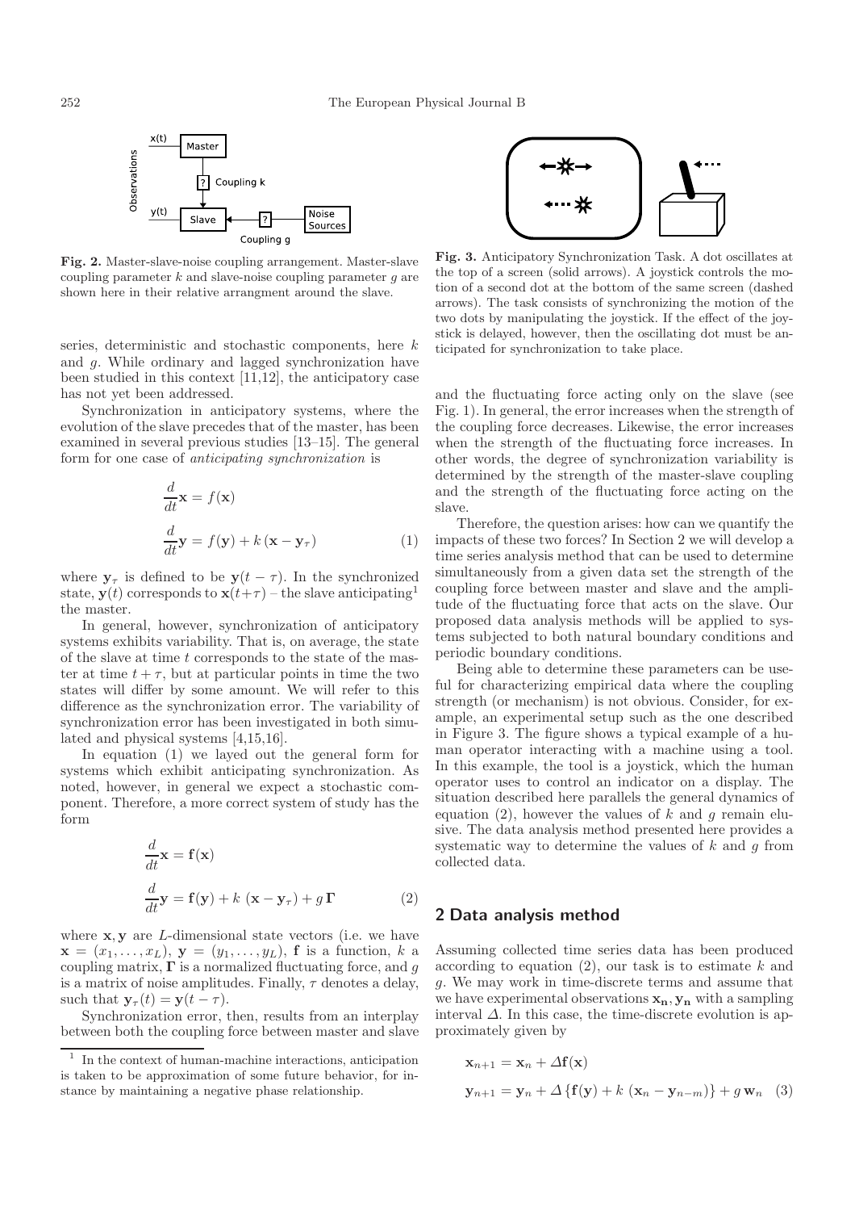Fig. 2. Master-slave-noise coupling arrangement. Master-slave coupling parameter $k$ and slave-noise coupling parameter $g$ are shown here in their relative arrangment around the slave.

series, deterministic and stochastic components, here $k$ and $g$. While ordinary and lagged synchronization have been studied in this context [11,12], the anticipatory case has not yet been addressed.

Synchronization in anticipatory systems, where the evolution of the slave precedes that of the master, has been examined in several previous studies [13–15]. The general form for one case of *anticipating synchronization* is

$$\frac{d}{dt}\mathbf{x} = f(\mathbf{x})$$

$$\frac{d}{dt}\mathbf{y} = f(\mathbf{y}) + k\,(\mathbf{x} - \mathbf{y}_\tau) \qquad (1)$$

where $\mathbf{y}_\tau$ is defined to be $\mathbf{y}(t-\tau)$. In the synchronized state, $\mathbf{y}(t)$ corresponds to $\mathbf{x}(t+\tau)$ – the slave anticipating[1] the master.

In general, however, synchronization of anticipatory systems exhibits variability. That is, on average, the state of the slave at time $t$ corresponds to the state of the master at time $t+\tau$, but at particular points in time the two states will differ by some amount. We will refer to this difference as the synchronization error. The variability of synchronization error has been investigated in both simulated and physical systems [4,15,16].

In equation (1) we layed out the general form for systems which exhibit anticipating synchronization. As noted, however, in general we expect a stochastic component. Therefore, a more correct system of study has the form

$$\frac{d}{dt}\mathbf{x} = \mathbf{f}(\mathbf{x})$$

$$\frac{d}{dt}\mathbf{y} = \mathbf{f}(\mathbf{y}) + k\;(\mathbf{x} - \mathbf{y}_\tau) + g\,\mathbf{\Gamma} \qquad (2)$$

where $\mathbf{x}, \mathbf{y}$ are $L$-dimensional state vectors (i.e. we have $\mathbf{x} = (x_1, \ldots, x_L)$, $\mathbf{y} = (y_1, \ldots, y_L)$, $\mathbf{f}$ is a function, $k$ a coupling matrix, $\mathbf{\Gamma}$ is a normalized fluctuating force, and $g$ is a matrix of noise amplitudes. Finally, $\tau$ denotes a delay, such that $\mathbf{y}_\tau(t) = \mathbf{y}(t-\tau)$.

Synchronization error, then, results from an interplay between both the coupling force between master and slave and the fluctuating force acting only on the slave (see Fig. 1). In general, the error increases when the strength of the coupling force decreases. Likewise, the error increases when the strength of the fluctuating force increases. In other words, the degree of synchronization variability is determined by the strength of the master-slave coupling and the strength of the fluctuating force acting on the slave.

Therefore, the question arises: how can we quantify the impacts of these two forces? In Section 2 we will develop a time series analysis method that can be used to determine simultaneously from a given data set the strength of the coupling force between master and slave and the amplitude of the fluctuating force that acts on the slave. Our proposed data analysis methods will be applied to systems subjected to both natural boundary conditions and periodic boundary conditions.

Being able to determine these parameters can be useful for characterizing empirical data where the coupling strength (or mechanism) is not obvious. Consider, for example, an experimental setup such as the one described in Figure 3. The figure shows a typical example of a human operator interacting with a machine using a tool. In this example, the tool is a joystick, which the human operator uses to control an indicator on a display. The situation described here parallels the general dynamics of equation (2), however the values of $k$ and $g$ remain elusive. The data analysis method presented here provides a systematic way to determine the values of $k$ and $g$ from collected data.

Fig. 3. Anticipatory Synchronization Task. A dot oscillates at the top of a screen (solid arrows). A joystick controls the motion of a second dot at the bottom of the same screen (dashed arrows). The task consists of synchronizing the motion of the two dots by manipulating the joystick. If the effect of the joystick is delayed, however, then the oscillating dot must be anticipated for synchronization to take place.

## 2 Data analysis method

Assuming collected time series data has been produced according to equation (2), our task is to estimate $k$ and $g$. We may work in time-discrete terms and assume that we have experimental observations $\mathbf{x_n}, \mathbf{y_n}$ with a sampling interval $\Delta$. In this case, the time-discrete evolution is approximately given by

$$\mathbf{x}_{n+1} = \mathbf{x}_n + \Delta\mathbf{f}(\mathbf{x})$$

$$\mathbf{y}_{n+1} = \mathbf{y}_n + \Delta\left\{\mathbf{f}(\mathbf{y}) + k\;(\mathbf{x}_n - \mathbf{y}_{n-m})\right\} + g\,\mathbf{w}_n \quad (3)$$

[1] In the context of human-machine interactions, anticipation is taken to be approximation of some future behavior, for instance by maintaining a negative phase relationship.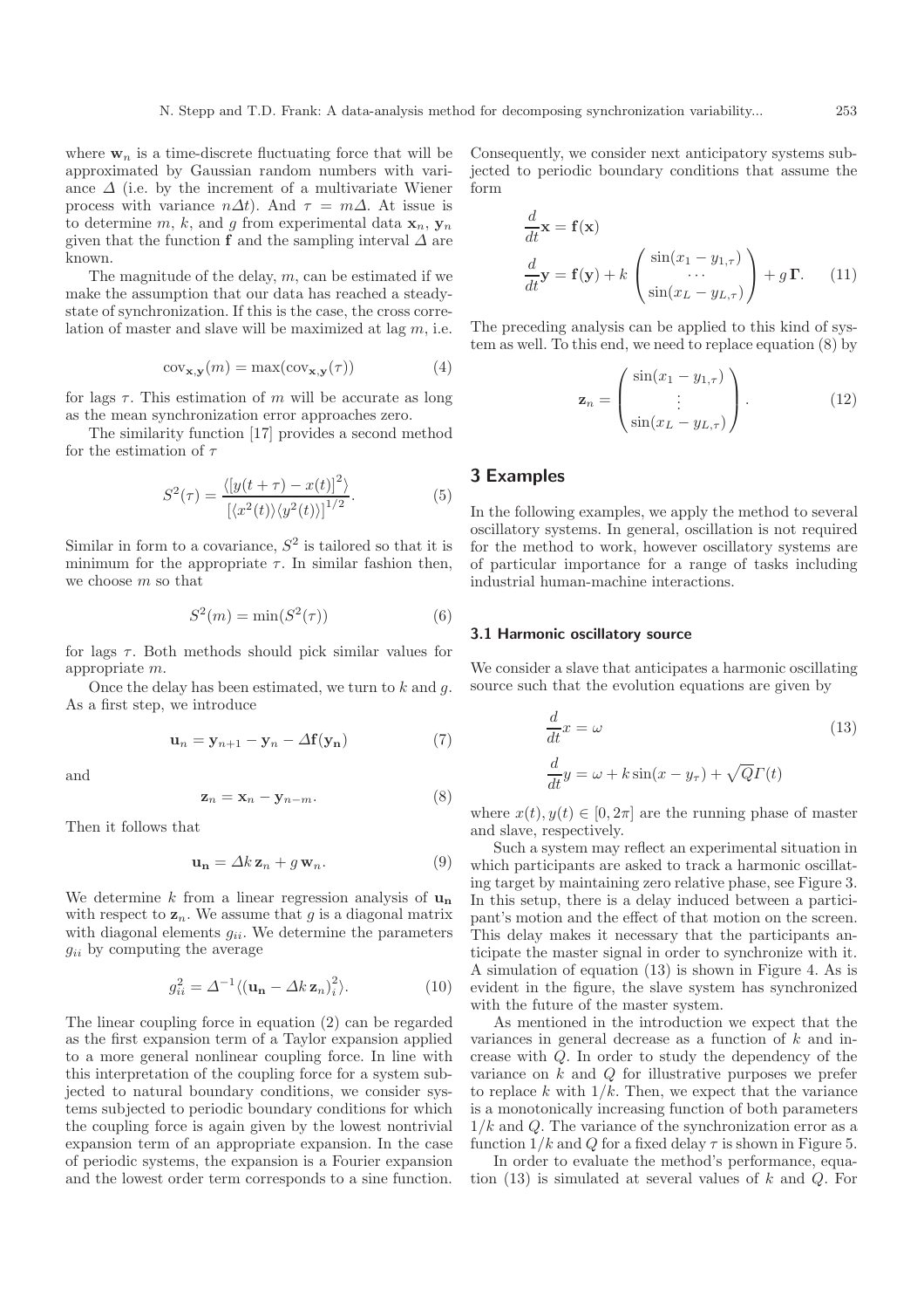where $\mathbf{w}_n$ is a time-discrete fluctuating force that will be approximated by Gaussian random numbers with variance $\Delta$ (i.e. by the increment of a multivariate Wiener process with variance $n\Delta t$). And $\tau = m\Delta$. At issue is to determine $m$, $k$, and $g$ from experimental data $\mathbf{x}_n$, $\mathbf{y}_n$ given that the function $\mathbf{f}$ and the sampling interval $\Delta$ are known.

The magnitude of the delay, $m$, can be estimated if we make the assumption that our data has reached a steady-state of synchronization. If this is the case, the cross correlation of master and slave will be maximized at lag $m$, i.e.

$$\mathrm{cov}_{\mathbf{x},\mathbf{y}}(m) = \max(\mathrm{cov}_{\mathbf{x},\mathbf{y}}(\tau)) \tag{4}$$

for lags $\tau$. This estimation of $m$ will be accurate as long as the mean synchronization error approaches zero.

The similarity function [17] provides a second method for the estimation of $\tau$

$$S^2(\tau) = \frac{\langle [y(t+\tau) - x(t)]^2 \rangle}{[\langle x^2(t)\rangle \langle y^2(t)\rangle]^{1/2}}. \tag{5}$$

Similar in form to a covariance, $S^2$ is tailored so that it is minimum for the appropriate $\tau$. In similar fashion then, we choose $m$ so that

$$S^2(m) = \min(S^2(\tau)) \tag{6}$$

for lags $\tau$. Both methods should pick similar values for appropriate $m$.

Once the delay has been estimated, we turn to $k$ and $g$. As a first step, we introduce

$$\mathbf{u}_n = \mathbf{y}_{n+1} - \mathbf{y}_n - \Delta \mathbf{f}(\mathbf{y_n}) \tag{7}$$

and

$$\mathbf{z}_n = \mathbf{x}_n - \mathbf{y}_{n-m}. \tag{8}$$

Then it follows that

$$\mathbf{u_n} = \Delta k\, \mathbf{z}_n + g\, \mathbf{w}_n. \tag{9}$$

We determine $k$ from a linear regression analysis of $\mathbf{u_n}$ with respect to $\mathbf{z}_n$. We assume that $g$ is a diagonal matrix with diagonal elements $g_{ii}$. We determine the parameters $g_{ii}$ by computing the average

$$g_{ii}^2 = \Delta^{-1} \langle (\mathbf{u_n} - \Delta k\, \mathbf{z}_n)_i^2 \rangle. \tag{10}$$

The linear coupling force in equation (2) can be regarded as the first expansion term of a Taylor expansion applied to a more general nonlinear coupling force. In line with this interpretation of the coupling force for a system subjected to natural boundary conditions, we consider systems subjected to periodic boundary conditions for which the coupling force is again given by the lowest nontrivial expansion term of an appropriate expansion. In the case of periodic systems, the expansion is a Fourier expansion and the lowest order term corresponds to a sine function. Consequently, we consider next anticipatory systems subjected to periodic boundary conditions that assume the form

$$\begin{aligned}
\frac{d}{dt}\mathbf{x} &= \mathbf{f}(\mathbf{x}) \\
\frac{d}{dt}\mathbf{y} &= \mathbf{f}(\mathbf{y}) + k \begin{pmatrix} \sin(x_1 - y_{1,\tau}) \\ \cdots \\ \sin(x_L - y_{L,\tau}) \end{pmatrix} + g\, \mathbf{\Gamma}.
\end{aligned} \tag{11}$$

The preceding analysis can be applied to this kind of system as well. To this end, we need to replace equation (8) by

$$\mathbf{z}_n = \begin{pmatrix} \sin(x_1 - y_{1,\tau}) \\ \vdots \\ \sin(x_L - y_{L,\tau}) \end{pmatrix}. \tag{12}$$

## 3 Examples

In the following examples, we apply the method to several oscillatory systems. In general, oscillation is not required for the method to work, however oscillatory systems are of particular importance for a range of tasks including industrial human-machine interactions.

### 3.1 Harmonic oscillatory source

We consider a slave that anticipates a harmonic oscillating source such that the evolution equations are given by

$$\begin{aligned}
\frac{d}{dt}x &= \omega \\
\frac{d}{dt}y &= \omega + k\sin(x - y_\tau) + \sqrt{Q}\Gamma(t)
\end{aligned} \tag{13}$$

where $x(t), y(t) \in [0, 2\pi]$ are the running phase of master and slave, respectively.

Such a system may reflect an experimental situation in which participants are asked to track a harmonic oscillating target by maintaining zero relative phase, see Figure 3. In this setup, there is a delay induced between a participant's motion and the effect of that motion on the screen. This delay makes it necessary that the participants anticipate the master signal in order to synchronize with it. A simulation of equation (13) is shown in Figure 4. As is evident in the figure, the slave system has synchronized with the future of the master system.

As mentioned in the introduction we expect that the variances in general decrease as a function of $k$ and increase with $Q$. In order to study the dependency of the variance on $k$ and $Q$ for illustrative purposes we prefer to replace $k$ with $1/k$. Then, we expect that the variance is a monotonically increasing function of both parameters $1/k$ and $Q$. The variance of the synchronization error as a function $1/k$ and $Q$ for a fixed delay $\tau$ is shown in Figure 5.

In order to evaluate the method's performance, equation (13) is simulated at several values of $k$ and $Q$. For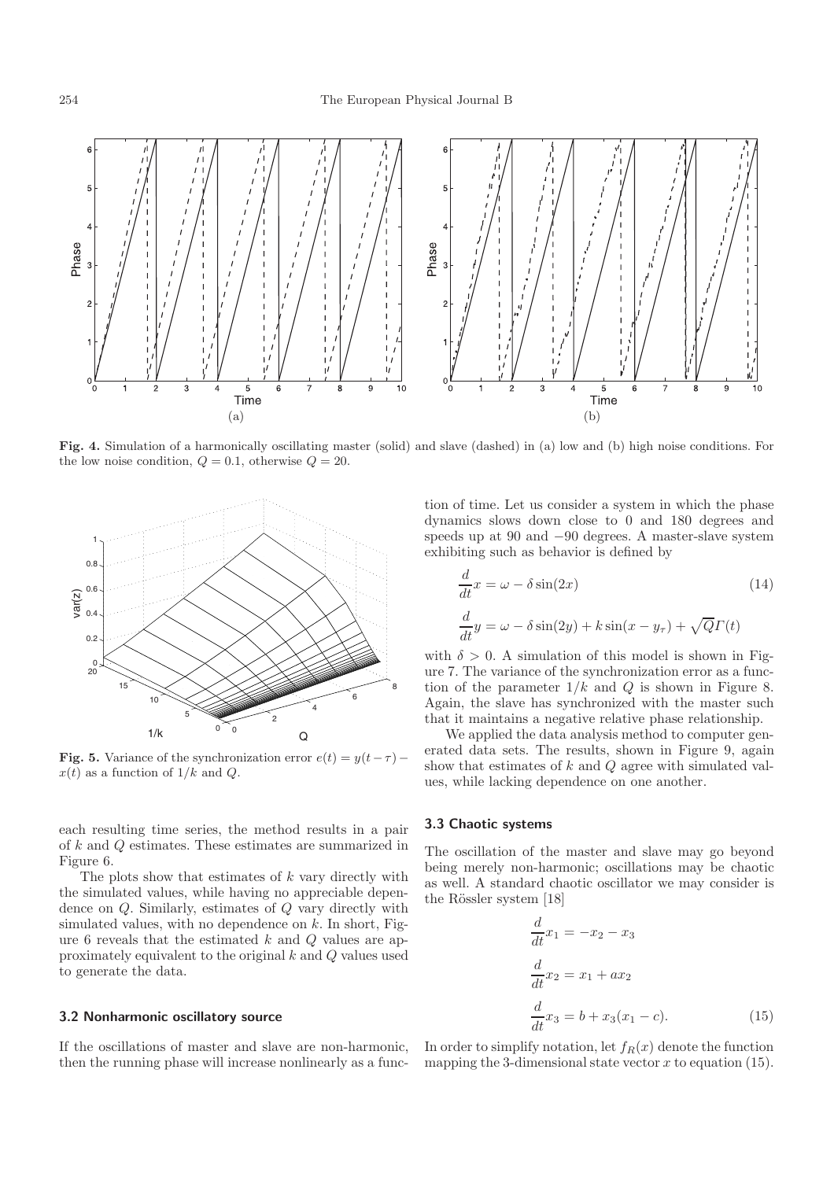**Fig. 4.** Simulation of a harmonically oscillating master (solid) and slave (dashed) in (a) low and (b) high noise conditions. For the low noise condition, $Q = 0.1$, otherwise $Q = 20$.

**Fig. 5.** Variance of the synchronization error $e(t) = y(t-\tau) - x(t)$ as a function of $1/k$ and $Q$.

each resulting time series, the method results in a pair of $k$ and $Q$ estimates. These estimates are summarized in Figure 6.

The plots show that estimates of $k$ vary directly with the simulated values, while having no appreciable dependence on $Q$. Similarly, estimates of $Q$ vary directly with simulated values, with no dependence on $k$. In short, Figure 6 reveals that the estimated $k$ and $Q$ values are approximately equivalent to the original $k$ and $Q$ values used to generate the data.

### 3.2 Nonharmonic oscillatory source

If the oscillations of master and slave are non-harmonic, then the running phase will increase nonlinearly as a function of time. Let us consider a system in which the phase dynamics slows down close to 0 and 180 degrees and speeds up at 90 and −90 degrees. A master-slave system exhibiting such as behavior is defined by

$$\frac{d}{dt}x = \omega - \delta \sin(2x) \tag{14}$$

$$\frac{d}{dt}y = \omega - \delta \sin(2y) + k \sin(x - y_\tau) + \sqrt{Q}\Gamma(t)$$

with $\delta > 0$. A simulation of this model is shown in Figure 7. The variance of the synchronization error as a function of the parameter $1/k$ and $Q$ is shown in Figure 8. Again, the slave has synchronized with the master such that it maintains a negative relative phase relationship.

We applied the data analysis method to computer generated data sets. The results, shown in Figure 9, again show that estimates of $k$ and $Q$ agree with simulated values, while lacking dependence on one another.

### 3.3 Chaotic systems

The oscillation of the master and slave may go beyond being merely non-harmonic; oscillations may be chaotic as well. A standard chaotic oscillator we may consider is the Rössler system [18]

$$\frac{d}{dt}x_1 = -x_2 - x_3$$

$$\frac{d}{dt}x_2 = x_1 + ax_2$$

$$\frac{d}{dt}x_3 = b + x_3(x_1 - c). \tag{15}$$

In order to simplify notation, let $f_R(x)$ denote the function mapping the 3-dimensional state vector $x$ to equation (15).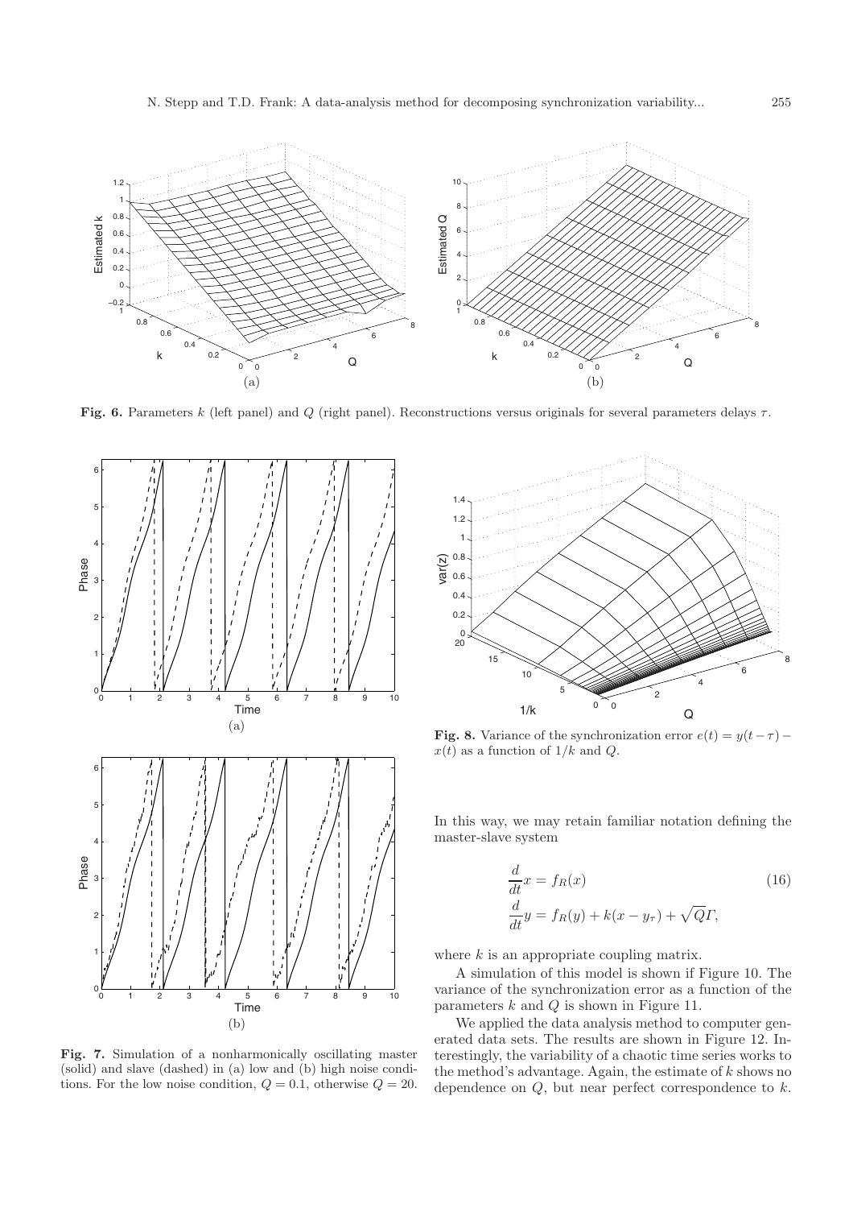**Fig. 6.** Parameters $k$ (left panel) and $Q$ (right panel). Reconstructions versus originals for several parameters delays $\tau$.

**Fig. 7.** Simulation of a nonharmonically oscillating master (solid) and slave (dashed) in (a) low and (b) high noise conditions. For the low noise condition, $Q = 0.1$, otherwise $Q = 20$.

**Fig. 8.** Variance of the synchronization error $e(t) = y(t - \tau) - x(t)$ as a function of $1/k$ and $Q$.

In this way, we may retain familiar notation defining the master-slave system

$$
\begin{aligned}
\frac{d}{dt}x &= f_R(x) \\
\frac{d}{dt}y &= f_R(y) + k(x - y_\tau) + \sqrt{Q}\Gamma,
\end{aligned}
\tag{16}
$$

where $k$ is an appropriate coupling matrix.

A simulation of this model is shown if Figure 10. The variance of the synchronization error as a function of the parameters $k$ and $Q$ is shown in Figure 11.

We applied the data analysis method to computer generated data sets. The results are shown in Figure 12. Interestingly, the variability of a chaotic time series works to the method's advantage. Again, the estimate of $k$ shows no dependence on $Q$, but near perfect correspondence to $k$.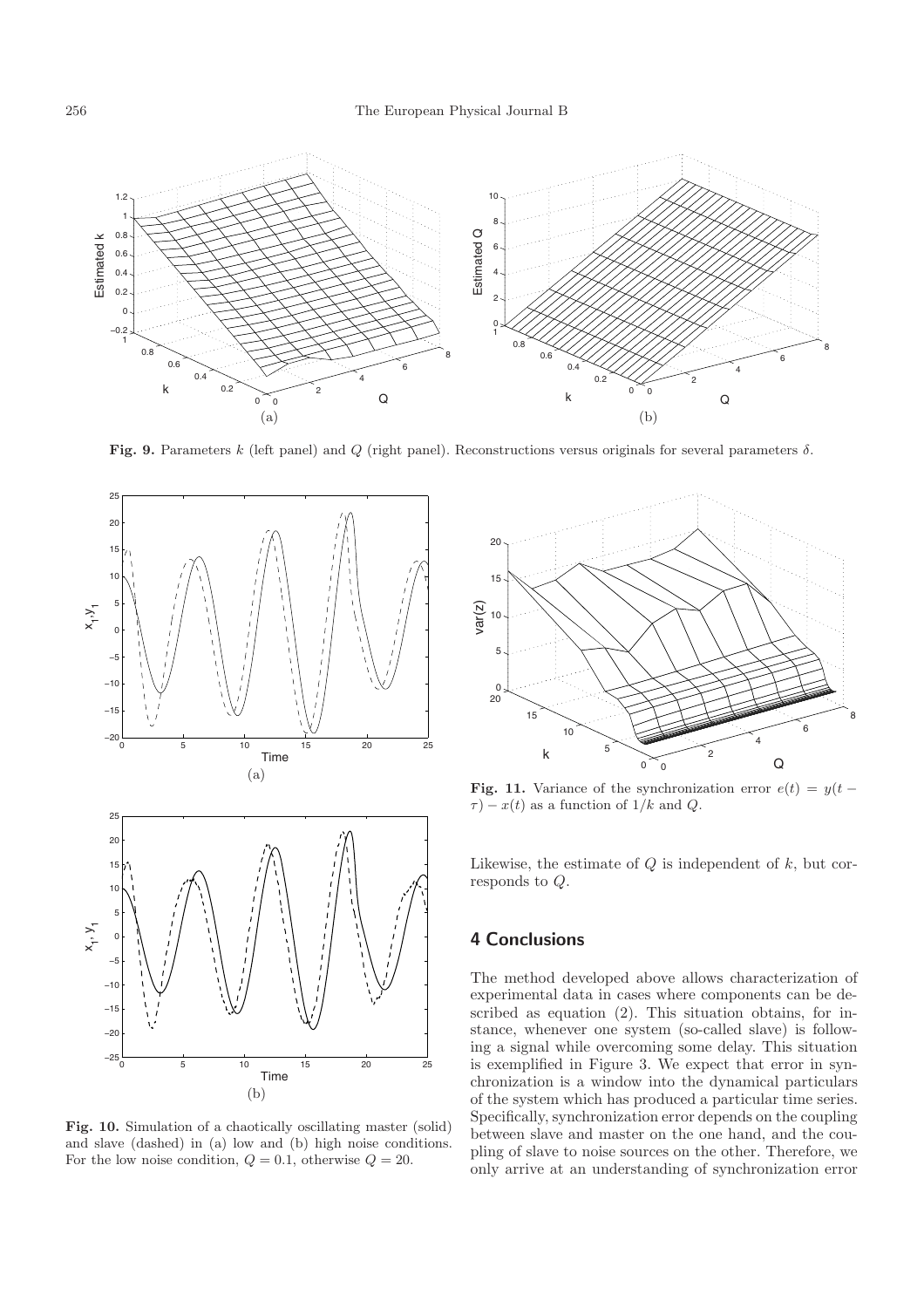**Fig. 9.** Parameters $k$ (left panel) and $Q$ (right panel). Reconstructions versus originals for several parameters $\delta$.

**Fig. 10.** Simulation of a chaotically oscillating master (solid) and slave (dashed) in (a) low and (b) high noise conditions. For the low noise condition, $Q = 0.1$, otherwise $Q = 20$.

**Fig. 11.** Variance of the synchronization error $e(t) = y(t - \tau) - x(t)$ as a function of $1/k$ and $Q$.

Likewise, the estimate of $Q$ is independent of $k$, but corresponds to $Q$.

## 4 Conclusions

The method developed above allows characterization of experimental data in cases where components can be described as equation (2). This situation obtains, for instance, whenever one system (so-called slave) is following a signal while overcoming some delay. This situation is exemplified in Figure 3. We expect that error in synchronization is a window into the dynamical particulars of the system which has produced a particular time series. Specifically, synchronization error depends on the coupling between slave and master on the one hand, and the coupling of slave to noise sources on the other. Therefore, we only arrive at an understanding of synchronization error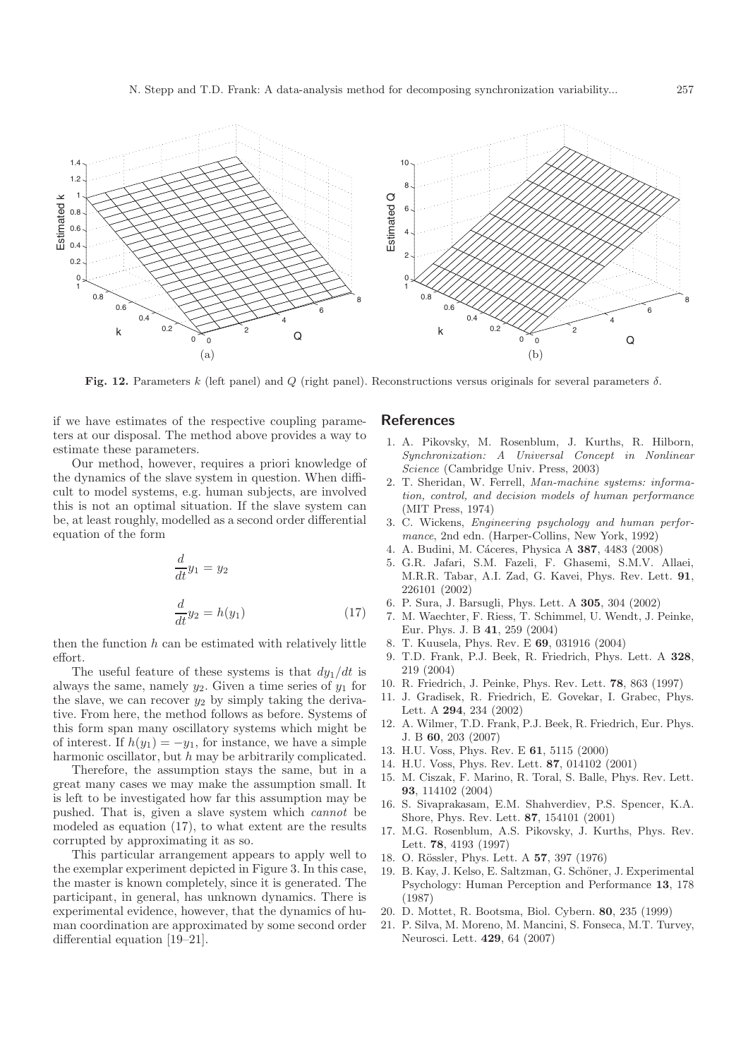(a)

Estimated k

1.4
1.2
1
0.8
0.6
0.4
0.2
0

k
1
0.8
0.6
0.4
0.2
0

Q
0
2
4
6
8

(b)

Estimated Q

10
8
6
4
2
0

k
1
0.8
0.6
0.4
0.2
0

Q
0
2
4
6
8

**Fig. 12.** Parameters $k$ (left panel) and $Q$ (right panel). Reconstructions versus originals for several parameters $\delta$.

if we have estimates of the respective coupling parameters at our disposal. The method above provides a way to estimate these parameters.

Our method, however, requires a priori knowledge of the dynamics of the slave system in question. When difficult to model systems, e.g. human subjects, are involved this is not an optimal situation. If the slave system can be, at least roughly, modelled as a second order differential equation of the form

$$\frac{d}{dt}y_1 = y_2$$

$$\frac{d}{dt}y_2 = h(y_1) \tag{17}$$

then the function $h$ can be estimated with relatively little effort.

The useful feature of these systems is that $dy_1/dt$ is always the same, namely $y_2$. Given a time series of $y_1$ for the slave, we can recover $y_2$ by simply taking the derivative. From here, the method follows as before. Systems of this form span many oscillatory systems which might be of interest. If $h(y_1) = -y_1$, for instance, we have a simple harmonic oscillator, but $h$ may be arbitrarily complicated.

Therefore, the assumption stays the same, but in a great many cases we may make the assumption small. It is left to be investigated how far this assumption may be pushed. That is, given a slave system which *cannot* be modeled as equation (17), to what extent are the results corrupted by approximating it as so.

This particular arrangement appears to apply well to the exemplar experiment depicted in Figure 3. In this case, the master is known completely, since it is generated. The participant, in general, has unknown dynamics. There is experimental evidence, however, that the dynamics of human coordination are approximated by some second order differential equation [19–21].

## References

1. A. Pikovsky, M. Rosenblum, J. Kurths, R. Hilborn, *Synchronization: A Universal Concept in Nonlinear Science* (Cambridge Univ. Press, 2003)
2. T. Sheridan, W. Ferrell, *Man-machine systems: information, control, and decision models of human performance* (MIT Press, 1974)
3. C. Wickens, *Engineering psychology and human performance*, 2nd edn. (Harper-Collins, New York, 1992)
4. A. Budini, M. Cáceres, Physica A **387**, 4483 (2008)
5. G.R. Jafari, S.M. Fazeli, F. Ghasemi, S.M.V. Allaei, M.R.R. Tabar, A.I. Zad, G. Kavei, Phys. Rev. Lett. **91**, 226101 (2002)
6. P. Sura, J. Barsugli, Phys. Lett. A **305**, 304 (2002)
7. M. Waechter, F. Riess, T. Schimmel, U. Wendt, J. Peinke, Eur. Phys. J. B **41**, 259 (2004)
8. T. Kuusela, Phys. Rev. E **69**, 031916 (2004)
9. T.D. Frank, P.J. Beek, R. Friedrich, Phys. Lett. A **328**, 219 (2004)
10. R. Friedrich, J. Peinke, Phys. Rev. Lett. **78**, 863 (1997)
11. J. Gradisek, R. Friedrich, E. Govekar, I. Grabec, Phys. Lett. A **294**, 234 (2002)
12. A. Wilmer, T.D. Frank, P.J. Beek, R. Friedrich, Eur. Phys. J. B **60**, 203 (2007)
13. H.U. Voss, Phys. Rev. E **61**, 5115 (2000)
14. H.U. Voss, Phys. Rev. Lett. **87**, 014102 (2001)
15. M. Ciszak, F. Marino, R. Toral, S. Balle, Phys. Rev. Lett. **93**, 114102 (2004)
16. S. Sivaprakasam, E.M. Shahverdiev, P.S. Spencer, K.A. Shore, Phys. Rev. Lett. **87**, 154101 (2001)
17. M.G. Rosenblum, A.S. Pikovsky, J. Kurths, Phys. Rev. Lett. **78**, 4193 (1997)
18. O. Rössler, Phys. Lett. A **57**, 397 (1976)
19. B. Kay, J. Kelso, E. Saltzman, G. Schöner, J. Experimental Psychology: Human Perception and Performance **13**, 178 (1987)
20. D. Mottet, R. Bootsma, Biol. Cybern. **80**, 235 (1999)
21. P. Silva, M. Moreno, M. Mancini, S. Fonseca, M.T. Turvey, Neurosci. Lett. **429**, 64 (2007)